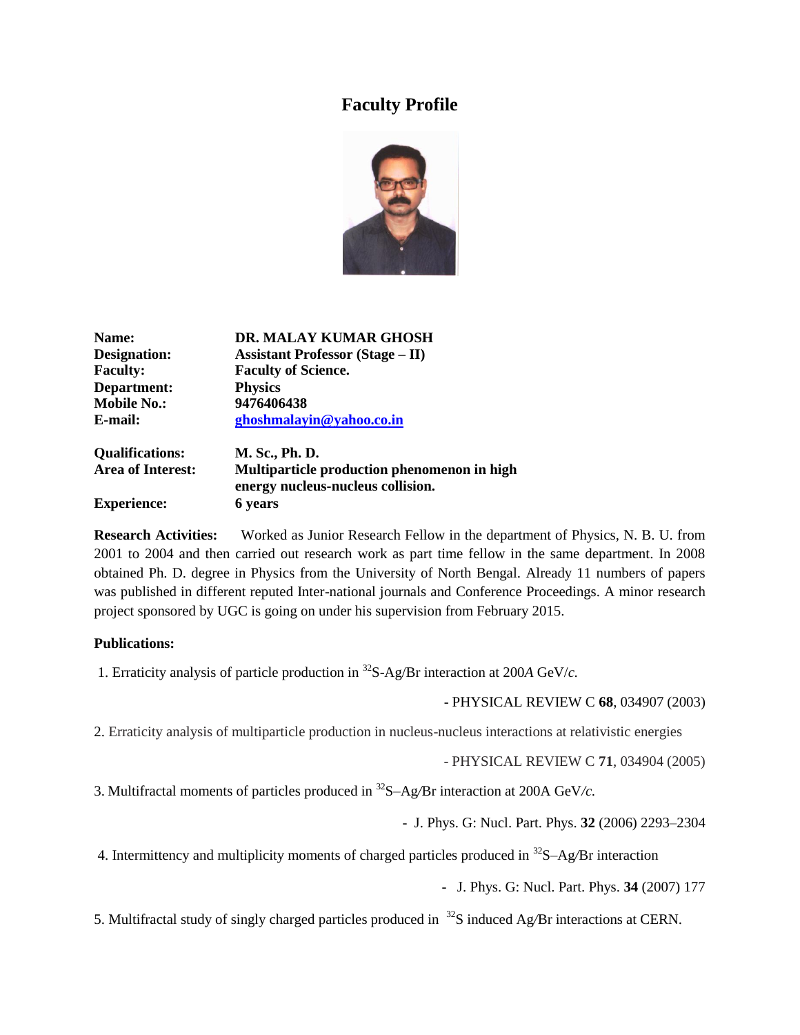# Faculty Profile

| | |
|---|---|
| **Name:** | **DR. MALAY KUMAR GHOSH** |
| **Designation:** | **Assistant Professor (Stage – II)** |
| **Faculty:** | **Faculty of Science.** |
| **Department:** | **Physics** |
| **Mobile No.:** | **9476406438** |
| **E-mail:** | **ghoshmalayin@yahoo.co.in** |
| **Qualifications:** | **M. Sc., Ph. D.** |
| **Area of Interest:** | **Multiparticle production phenomenon in high energy nucleus-nucleus collision.** |
| **Experience:** | **6 years** |

**Research Activities:** Worked as Junior Research Fellow in the department of Physics, N. B. U. from 2001 to 2004 and then carried out research work as part time fellow in the same department. In 2008 obtained Ph. D. degree in Physics from the University of North Bengal. Already 11 numbers of papers was published in different reputed Inter-national journals and Conference Proceedings. A minor research project sponsored by UGC is going on under his supervision from February 2015.

**Publications:**

1. Erraticity analysis of particle production in $^{32}$S-Ag/Br interaction at 200*A* GeV/*c*.

   \- PHYSICAL REVIEW C **68**, 034907 (2003)

2. Erraticity analysis of multiparticle production in nucleus-nucleus interactions at relativistic energies

   \- PHYSICAL REVIEW C **71**, 034904 (2005)

3. Multifractal moments of particles produced in $^{32}$S–Ag/Br interaction at 200A GeV/*c*.

   \- J. Phys. G: Nucl. Part. Phys. **32** (2006) 2293–2304

4. Intermittency and multiplicity moments of charged particles produced in $^{32}$S–Ag/Br interaction

   \- J. Phys. G: Nucl. Part. Phys. **34** (2007) 177

5. Multifractal study of singly charged particles produced in $^{32}$S induced Ag/Br interactions at CERN.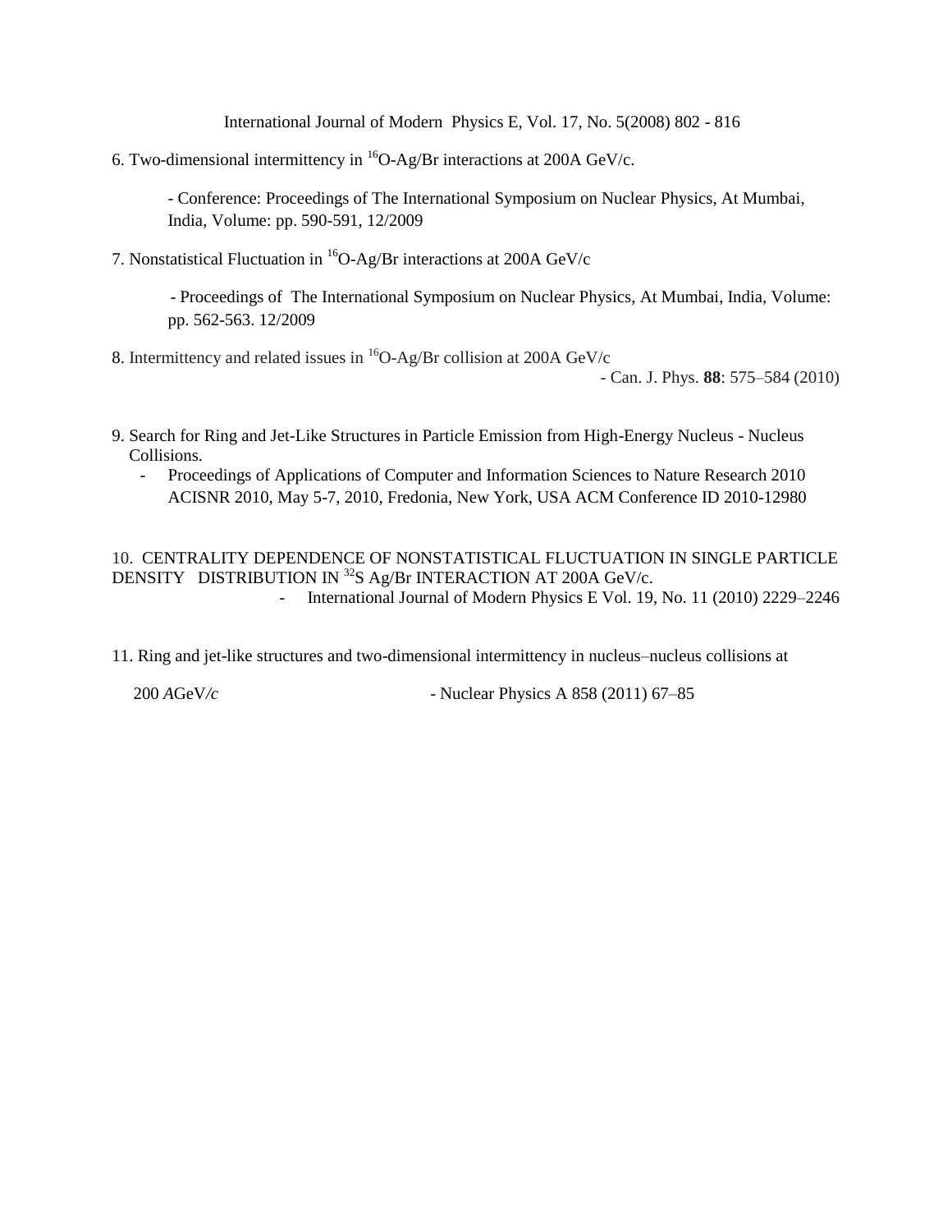International Journal of Modern Physics E, Vol. 17, No. 5(2008) 802 - 816

6. Two-dimensional intermittency in $^{16}$O-Ag/Br interactions at 200A GeV/c.

   - Conference: Proceedings of The International Symposium on Nuclear Physics, At Mumbai, India, Volume: pp. 590-591, 12/2009

7. Nonstatistical Fluctuation in $^{16}$O-Ag/Br interactions at 200A GeV/c

   - Proceedings of The International Symposium on Nuclear Physics, At Mumbai, India, Volume: pp. 562-563. 12/2009

8. Intermittency and related issues in $^{16}$O-Ag/Br collision at 200A GeV/c

   - Can. J. Phys. **88**: 575–584 (2010)

9. Search for Ring and Jet-Like Structures in Particle Emission from High-Energy Nucleus - Nucleus Collisions.

   - Proceedings of Applications of Computer and Information Sciences to Nature Research 2010 ACISNR 2010, May 5-7, 2010, Fredonia, New York, USA ACM Conference ID 2010-12980

10. CENTRALITY DEPENDENCE OF NONSTATISTICAL FLUCTUATION IN SINGLE PARTICLE DENSITY DISTRIBUTION IN $^{32}$S Ag/Br INTERACTION AT 200A GeV/c.

   - International Journal of Modern Physics E Vol. 19, No. 11 (2010) 2229–2246

11. Ring and jet-like structures and two-dimensional intermittency in nucleus–nucleus collisions at 200 *A*GeV*/c*

   - Nuclear Physics A 858 (2011) 67–85